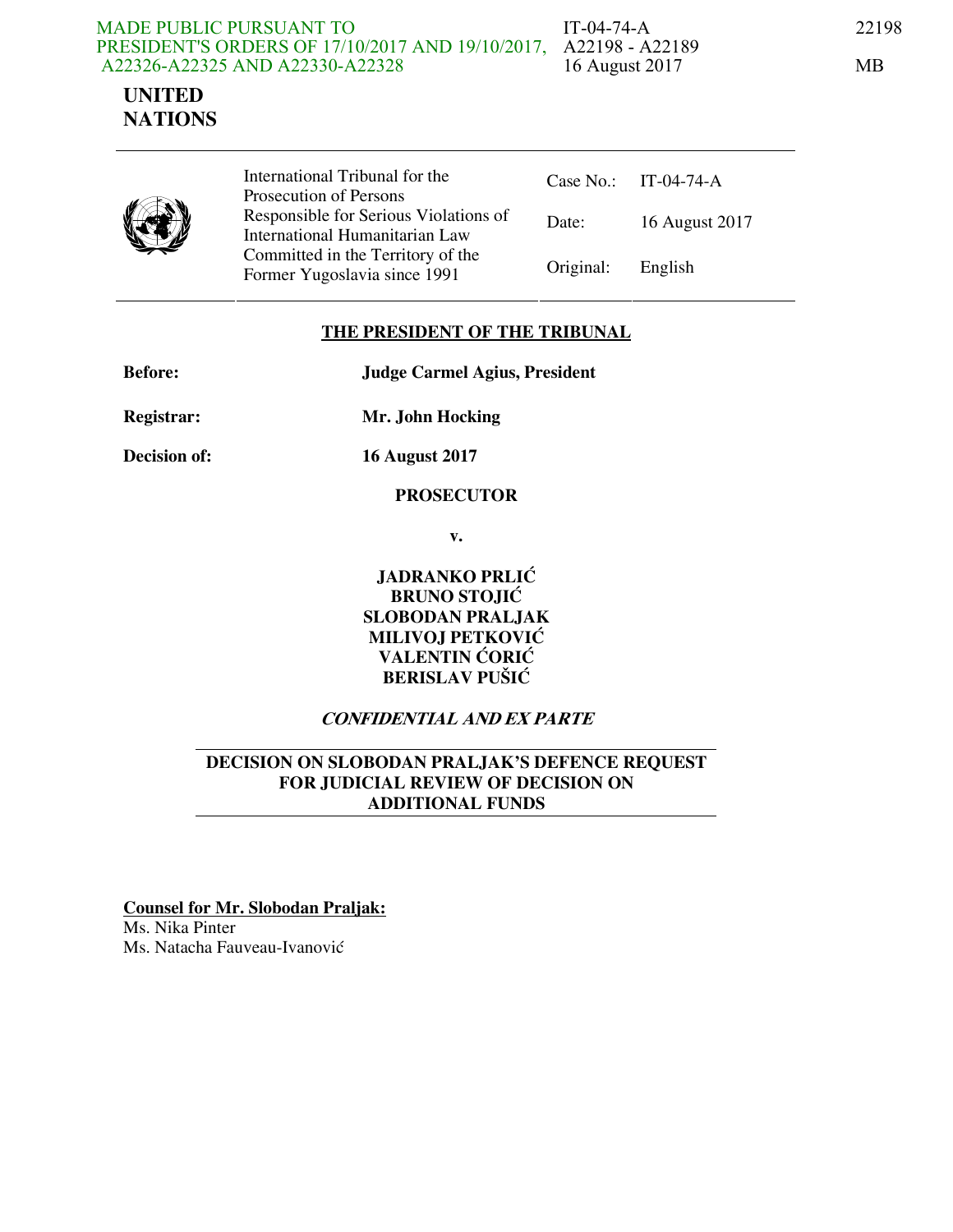MADE PUBLIC PURSUANT TO PRESIDENT'S ORDERS OF 17/10/2017 AND 19/10/2017, A22326-A22325 AND A22330-A22328

IT-04-74-A
A22198 - A22189
16 August 2017

22198

MB

**UNITED NATIONS**

| International Tribunal for the Prosecution of Persons Responsible for Serious Violations of International Humanitarian Law Committed in the Territory of the Former Yugoslavia since 1991 | Case No.: | IT-04-74-A |
|---|---|---|
| | Date: | 16 August 2017 |
| | Original: | English |

**THE PRESIDENT OF THE TRIBUNAL**

**Before:** **Judge Carmel Agius, President**

**Registrar:** **Mr. John Hocking**

**Decision of:** **16 August 2017**

**PROSECUTOR**

**v.**

**JADRANKO PRLIĆ**
**BRUNO STOJIĆ**
**SLOBODAN PRALJAK**
**MILIVOJ PETKOVIĆ**
**VALENTIN ĆORIĆ**
**BERISLAV PUŠIĆ**

***CONFIDENTIAL AND EX PARTE***

**DECISION ON SLOBODAN PRALJAK'S DEFENCE REQUEST FOR JUDICIAL REVIEW OF DECISION ON ADDITIONAL FUNDS**

**Counsel for Mr. Slobodan Praljak:**
Ms. Nika Pinter
Ms. Natacha Fauveau-Ivanović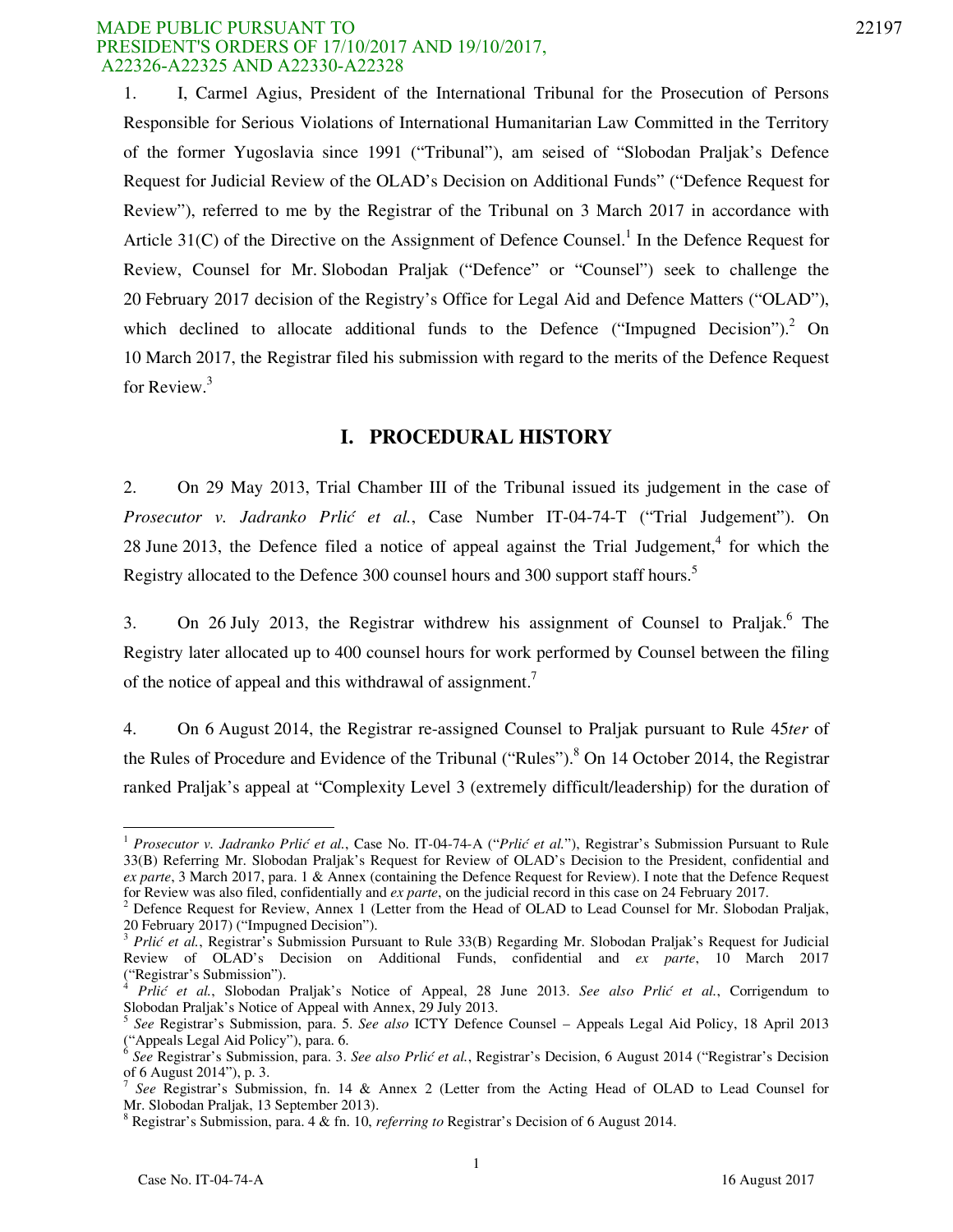1. I, Carmel Agius, President of the International Tribunal for the Prosecution of Persons Responsible for Serious Violations of International Humanitarian Law Committed in the Territory of the former Yugoslavia since 1991 ("Tribunal"), am seised of "Slobodan Praljak's Defence Request for Judicial Review of the OLAD's Decision on Additional Funds" ("Defence Request for Review"), referred to me by the Registrar of the Tribunal on 3 March 2017 in accordance with Article 31(C) of the Directive on the Assignment of Defence Counsel.[1] In the Defence Request for Review, Counsel for Mr. Slobodan Praljak ("Defence" or "Counsel") seek to challenge the 20 February 2017 decision of the Registry's Office for Legal Aid and Defence Matters ("OLAD"), which declined to allocate additional funds to the Defence ("Impugned Decision").[2] On 10 March 2017, the Registrar filed his submission with regard to the merits of the Defence Request for Review.[3]

## I. PROCEDURAL HISTORY

2. On 29 May 2013, Trial Chamber III of the Tribunal issued its judgement in the case of *Prosecutor v. Jadranko Prlić et al.*, Case Number IT-04-74-T ("Trial Judgement"). On 28 June 2013, the Defence filed a notice of appeal against the Trial Judgement,[4] for which the Registry allocated to the Defence 300 counsel hours and 300 support staff hours.[5]

3. On 26 July 2013, the Registrar withdrew his assignment of Counsel to Praljak.[6] The Registry later allocated up to 400 counsel hours for work performed by Counsel between the filing of the notice of appeal and this withdrawal of assignment.[7]

4. On 6 August 2014, the Registrar re-assigned Counsel to Praljak pursuant to Rule 45*ter* of the Rules of Procedure and Evidence of the Tribunal ("Rules").[8] On 14 October 2014, the Registrar ranked Praljak's appeal at "Complexity Level 3 (extremely difficult/leadership) for the duration of

---

[1] *Prosecutor v. Jadranko Prlić et al.*, Case No. IT-04-74-A ("*Prlić et al.*"), Registrar's Submission Pursuant to Rule 33(B) Referring Mr. Slobodan Praljak's Request for Review of OLAD's Decision to the President, confidential and *ex parte*, 3 March 2017, para. 1 & Annex (containing the Defence Request for Review). I note that the Defence Request for Review was also filed, confidentially and *ex parte*, on the judicial record in this case on 24 February 2017.

[2] Defence Request for Review, Annex 1 (Letter from the Head of OLAD to Lead Counsel for Mr. Slobodan Praljak, 20 February 2017) ("Impugned Decision").

[3] *Prlić et al.*, Registrar's Submission Pursuant to Rule 33(B) Regarding Mr. Slobodan Praljak's Request for Judicial Review of OLAD's Decision on Additional Funds, confidential and *ex parte*, 10 March 2017 ("Registrar's Submission").

[4] *Prlić et al.*, Slobodan Praljak's Notice of Appeal, 28 June 2013. *See also Prlić et al.*, Corrigendum to Slobodan Praljak's Notice of Appeal with Annex, 29 July 2013.

[5] *See* Registrar's Submission, para. 5. *See also* ICTY Defence Counsel – Appeals Legal Aid Policy, 18 April 2013 ("Appeals Legal Aid Policy"), para. 6.

[6] *See* Registrar's Submission, para. 3. *See also Prlić et al.*, Registrar's Decision, 6 August 2014 ("Registrar's Decision of 6 August 2014"), p. 3.

[7] *See* Registrar's Submission, fn. 14 & Annex 2 (Letter from the Acting Head of OLAD to Lead Counsel for Mr. Slobodan Praljak, 13 September 2013).

[8] Registrar's Submission, para. 4 & fn. 10, *referring to* Registrar's Decision of 6 August 2014.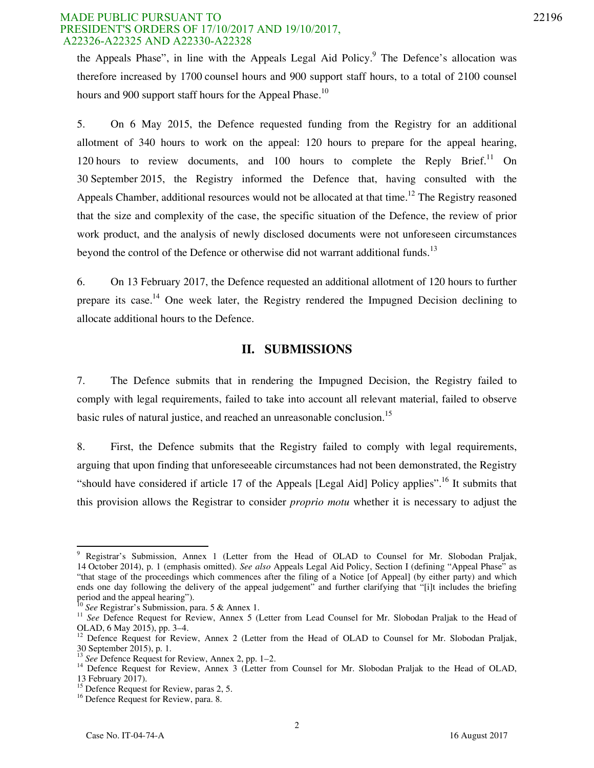the Appeals Phase", in line with the Appeals Legal Aid Policy.[9] The Defence's allocation was therefore increased by 1700 counsel hours and 900 support staff hours, to a total of 2100 counsel hours and 900 support staff hours for the Appeal Phase.[10]

5. On 6 May 2015, the Defence requested funding from the Registry for an additional allotment of 340 hours to work on the appeal: 120 hours to prepare for the appeal hearing, 120 hours to review documents, and 100 hours to complete the Reply Brief.[11] On 30 September 2015, the Registry informed the Defence that, having consulted with the Appeals Chamber, additional resources would not be allocated at that time.[12] The Registry reasoned that the size and complexity of the case, the specific situation of the Defence, the review of prior work product, and the analysis of newly disclosed documents were not unforeseen circumstances beyond the control of the Defence or otherwise did not warrant additional funds.[13]

6. On 13 February 2017, the Defence requested an additional allotment of 120 hours to further prepare its case.[14] One week later, the Registry rendered the Impugned Decision declining to allocate additional hours to the Defence.

## II. SUBMISSIONS

7. The Defence submits that in rendering the Impugned Decision, the Registry failed to comply with legal requirements, failed to take into account all relevant material, failed to observe basic rules of natural justice, and reached an unreasonable conclusion.[15]

8. First, the Defence submits that the Registry failed to comply with legal requirements, arguing that upon finding that unforeseeable circumstances had not been demonstrated, the Registry "should have considered if article 17 of the Appeals [Legal Aid] Policy applies".[16] It submits that this provision allows the Registrar to consider *proprio motu* whether it is necessary to adjust the

---

[9] Registrar's Submission, Annex 1 (Letter from the Head of OLAD to Counsel for Mr. Slobodan Praljak, 14 October 2014), p. 1 (emphasis omitted). *See also* Appeals Legal Aid Policy, Section I (defining "Appeal Phase" as "that stage of the proceedings which commences after the filing of a Notice [of Appeal] (by either party) and which ends one day following the delivery of the appeal judgement" and further clarifying that "[i]t includes the briefing period and the appeal hearing").

[10] *See* Registrar's Submission, para. 5 & Annex 1.

[11] *See* Defence Request for Review, Annex 5 (Letter from Lead Counsel for Mr. Slobodan Praljak to the Head of OLAD, 6 May 2015), pp. 3–4.

[12] Defence Request for Review, Annex 2 (Letter from the Head of OLAD to Counsel for Mr. Slobodan Praljak, 30 September 2015), p. 1.

[13] *See* Defence Request for Review, Annex 2, pp. 1–2.

[14] Defence Request for Review, Annex 3 (Letter from Counsel for Mr. Slobodan Praljak to the Head of OLAD, 13 February 2017).

[15] Defence Request for Review, paras 2, 5.

[16] Defence Request for Review, para. 8.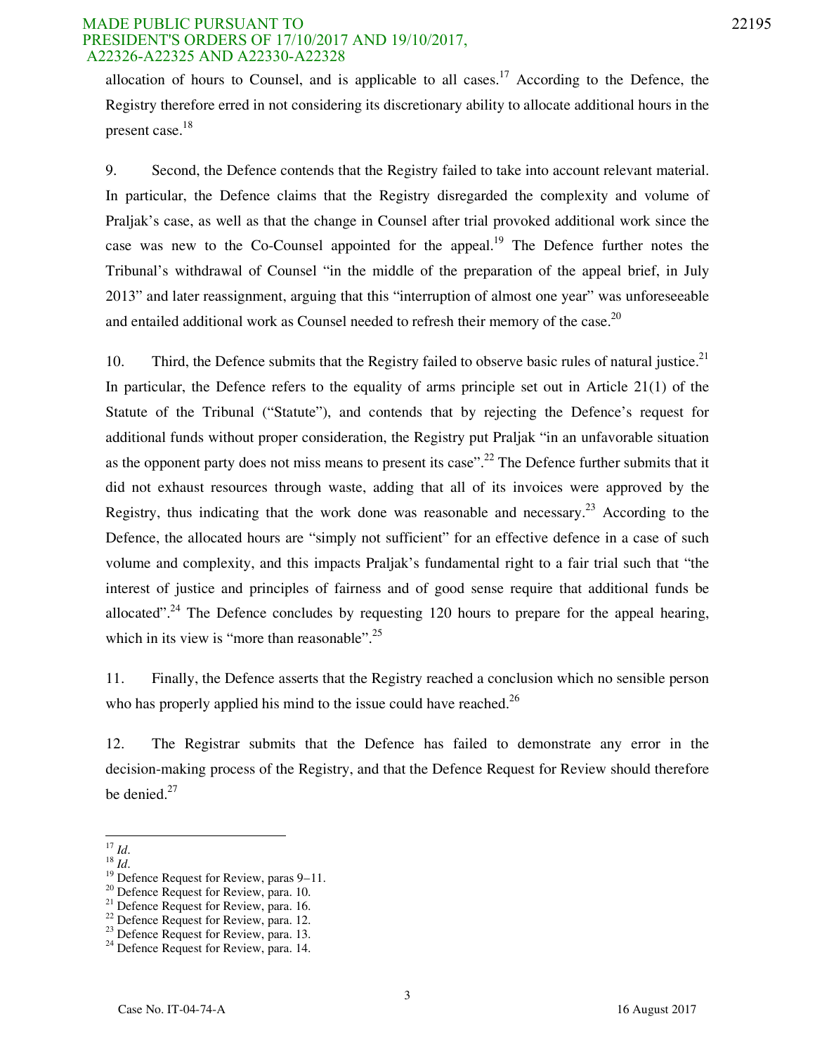allocation of hours to Counsel, and is applicable to all cases.[17] According to the Defence, the Registry therefore erred in not considering its discretionary ability to allocate additional hours in the present case.[18]

9. Second, the Defence contends that the Registry failed to take into account relevant material. In particular, the Defence claims that the Registry disregarded the complexity and volume of Praljak's case, as well as that the change in Counsel after trial provoked additional work since the case was new to the Co-Counsel appointed for the appeal.[19] The Defence further notes the Tribunal's withdrawal of Counsel "in the middle of the preparation of the appeal brief, in July 2013" and later reassignment, arguing that this "interruption of almost one year" was unforeseeable and entailed additional work as Counsel needed to refresh their memory of the case.[20]

10. Third, the Defence submits that the Registry failed to observe basic rules of natural justice.[21] In particular, the Defence refers to the equality of arms principle set out in Article 21(1) of the Statute of the Tribunal ("Statute"), and contends that by rejecting the Defence's request for additional funds without proper consideration, the Registry put Praljak "in an unfavorable situation as the opponent party does not miss means to present its case".[22] The Defence further submits that it did not exhaust resources through waste, adding that all of its invoices were approved by the Registry, thus indicating that the work done was reasonable and necessary.[23] According to the Defence, the allocated hours are "simply not sufficient" for an effective defence in a case of such volume and complexity, and this impacts Praljak's fundamental right to a fair trial such that "the interest of justice and principles of fairness and of good sense require that additional funds be allocated".[24] The Defence concludes by requesting 120 hours to prepare for the appeal hearing, which in its view is "more than reasonable".[25]

11. Finally, the Defence asserts that the Registry reached a conclusion which no sensible person who has properly applied his mind to the issue could have reached.[26]

12. The Registrar submits that the Defence has failed to demonstrate any error in the decision-making process of the Registry, and that the Defence Request for Review should therefore be denied.[27]

---

[17] *Id*.
[18] *Id*.
[19] Defence Request for Review, paras 9–11.
[20] Defence Request for Review, para. 10.
[21] Defence Request for Review, para. 16.
[22] Defence Request for Review, para. 12.
[23] Defence Request for Review, para. 13.
[24] Defence Request for Review, para. 14.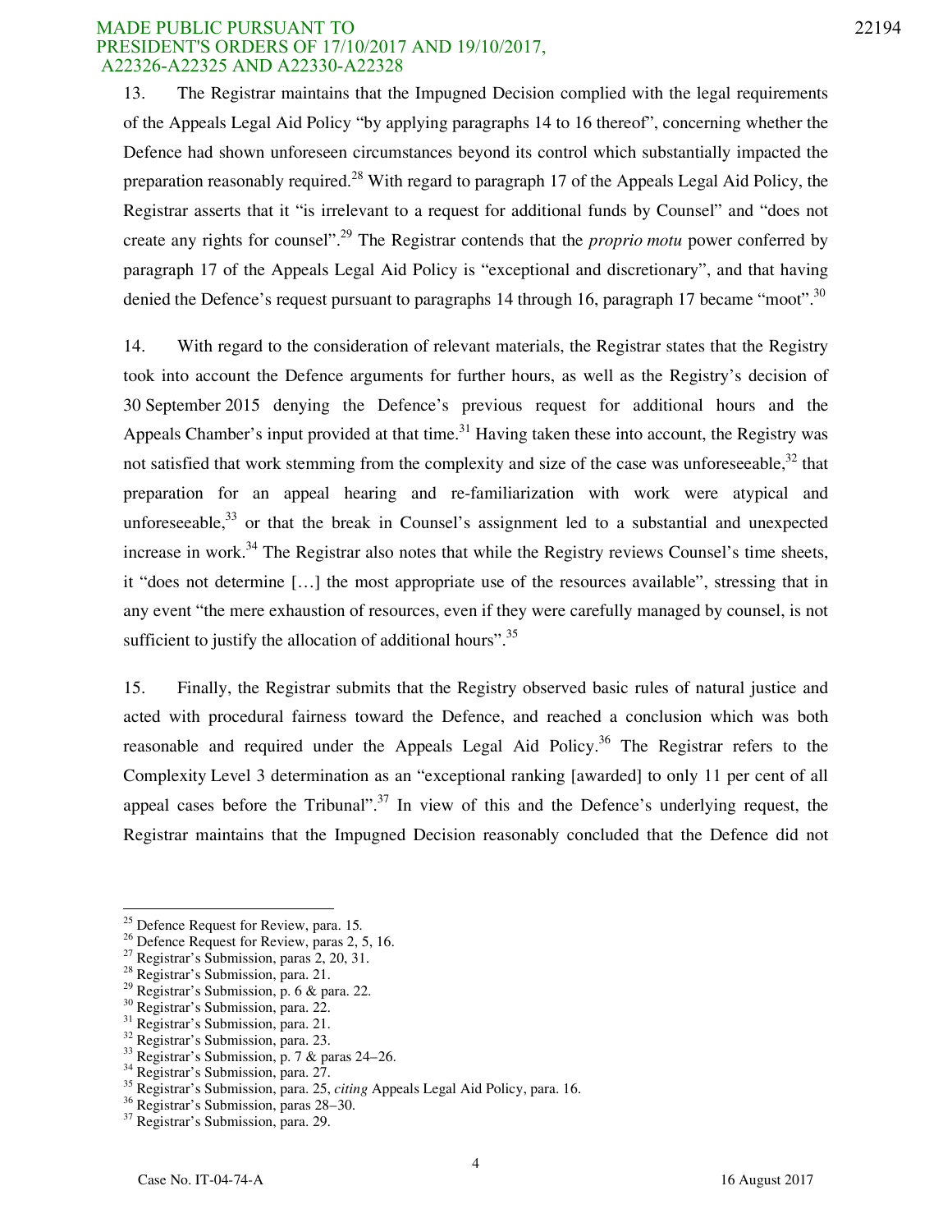13. The Registrar maintains that the Impugned Decision complied with the legal requirements of the Appeals Legal Aid Policy "by applying paragraphs 14 to 16 thereof", concerning whether the Defence had shown unforeseen circumstances beyond its control which substantially impacted the preparation reasonably required.[28] With regard to paragraph 17 of the Appeals Legal Aid Policy, the Registrar asserts that it "is irrelevant to a request for additional funds by Counsel" and "does not create any rights for counsel".[29] The Registrar contends that the *proprio motu* power conferred by paragraph 17 of the Appeals Legal Aid Policy is "exceptional and discretionary", and that having denied the Defence's request pursuant to paragraphs 14 through 16, paragraph 17 became "moot".[30]

14. With regard to the consideration of relevant materials, the Registrar states that the Registry took into account the Defence arguments for further hours, as well as the Registry's decision of 30 September 2015 denying the Defence's previous request for additional hours and the Appeals Chamber's input provided at that time.[31] Having taken these into account, the Registry was not satisfied that work stemming from the complexity and size of the case was unforeseeable,[32] that preparation for an appeal hearing and re-familiarization with work were atypical and unforeseeable,[33] or that the break in Counsel's assignment led to a substantial and unexpected increase in work.[34] The Registrar also notes that while the Registry reviews Counsel's time sheets, it "does not determine […] the most appropriate use of the resources available", stressing that in any event "the mere exhaustion of resources, even if they were carefully managed by counsel, is not sufficient to justify the allocation of additional hours".[35]

15. Finally, the Registrar submits that the Registry observed basic rules of natural justice and acted with procedural fairness toward the Defence, and reached a conclusion which was both reasonable and required under the Appeals Legal Aid Policy.[36] The Registrar refers to the Complexity Level 3 determination as an "exceptional ranking [awarded] to only 11 per cent of all appeal cases before the Tribunal".[37] In view of this and the Defence's underlying request, the Registrar maintains that the Impugned Decision reasonably concluded that the Defence did not

---

[25] Defence Request for Review, para. 15.
[26] Defence Request for Review, paras 2, 5, 16.
[27] Registrar's Submission, paras 2, 20, 31.
[28] Registrar's Submission, para. 21.
[29] Registrar's Submission, p. 6 & para. 22.
[30] Registrar's Submission, para. 22.
[31] Registrar's Submission, para. 21.
[32] Registrar's Submission, para. 23.
[33] Registrar's Submission, p. 7 & paras 24–26.
[34] Registrar's Submission, para. 27.
[35] Registrar's Submission, para. 25, *citing* Appeals Legal Aid Policy, para. 16.
[36] Registrar's Submission, paras 28–30.
[37] Registrar's Submission, para. 29.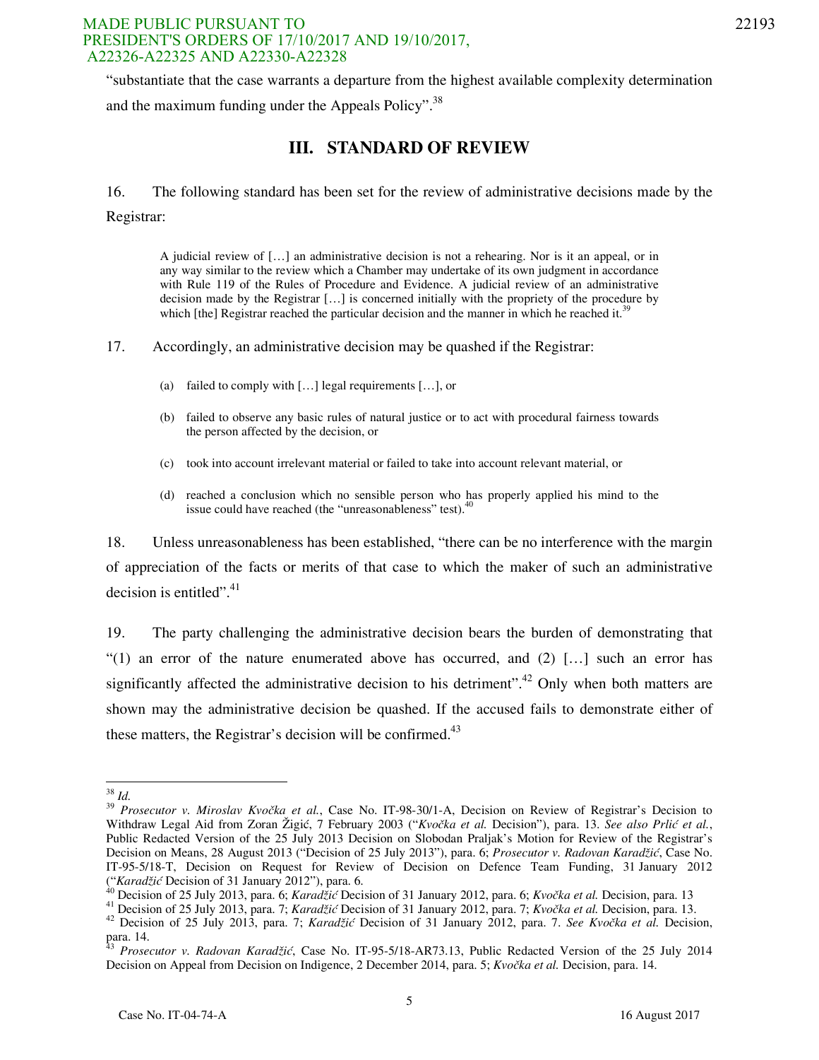"substantiate that the case warrants a departure from the highest available complexity determination and the maximum funding under the Appeals Policy".[38]

## III. STANDARD OF REVIEW

16. The following standard has been set for the review of administrative decisions made by the Registrar:

> A judicial review of […] an administrative decision is not a rehearing. Nor is it an appeal, or in any way similar to the review which a Chamber may undertake of its own judgment in accordance with Rule 119 of the Rules of Procedure and Evidence. A judicial review of an administrative decision made by the Registrar […] is concerned initially with the propriety of the procedure by which [the] Registrar reached the particular decision and the manner in which he reached it.[39]

17. Accordingly, an administrative decision may be quashed if the Registrar:

> (a) failed to comply with […] legal requirements […], or
>
> (b) failed to observe any basic rules of natural justice or to act with procedural fairness towards the person affected by the decision, or
>
> (c) took into account irrelevant material or failed to take into account relevant material, or
>
> (d) reached a conclusion which no sensible person who has properly applied his mind to the issue could have reached (the "unreasonableness" test).[40]

18. Unless unreasonableness has been established, "there can be no interference with the margin of appreciation of the facts or merits of that case to which the maker of such an administrative decision is entitled".[41]

19. The party challenging the administrative decision bears the burden of demonstrating that "(1) an error of the nature enumerated above has occurred, and (2) […] such an error has significantly affected the administrative decision to his detriment".[42] Only when both matters are shown may the administrative decision be quashed. If the accused fails to demonstrate either of these matters, the Registrar's decision will be confirmed.[43]

---

[38] *Id.*

[39] *Prosecutor v. Miroslav Kvočka et al.*, Case No. IT-98-30/1-A, Decision on Review of Registrar's Decision to Withdraw Legal Aid from Zoran Žigić, 7 February 2003 ("*Kvočka et al.* Decision"), para. 13. *See also Prlić et al.*, Public Redacted Version of the 25 July 2013 Decision on Slobodan Praljak's Motion for Review of the Registrar's Decision on Means, 28 August 2013 ("Decision of 25 July 2013"), para. 6; *Prosecutor v. Radovan Karadžić*, Case No. IT-95-5/18-T, Decision on Request for Review of Decision on Defence Team Funding, 31 January 2012 ("*Karadžić* Decision of 31 January 2012"), para. 6.

[40] Decision of 25 July 2013, para. 6; *Karadžić* Decision of 31 January 2012, para. 6; *Kvočka et al.* Decision, para. 13

[41] Decision of 25 July 2013, para. 7; *Karadžić* Decision of 31 January 2012, para. 7; *Kvočka et al.* Decision, para. 13.

[42] Decision of 25 July 2013, para. 7; *Karadžić* Decision of 31 January 2012, para. 7. *See Kvočka et al.* Decision, para. 14.

[43] *Prosecutor v. Radovan Karadžić*, Case No. IT-95-5/18-AR73.13, Public Redacted Version of the 25 July 2014 Decision on Appeal from Decision on Indigence, 2 December 2014, para. 5; *Kvočka et al.* Decision, para. 14.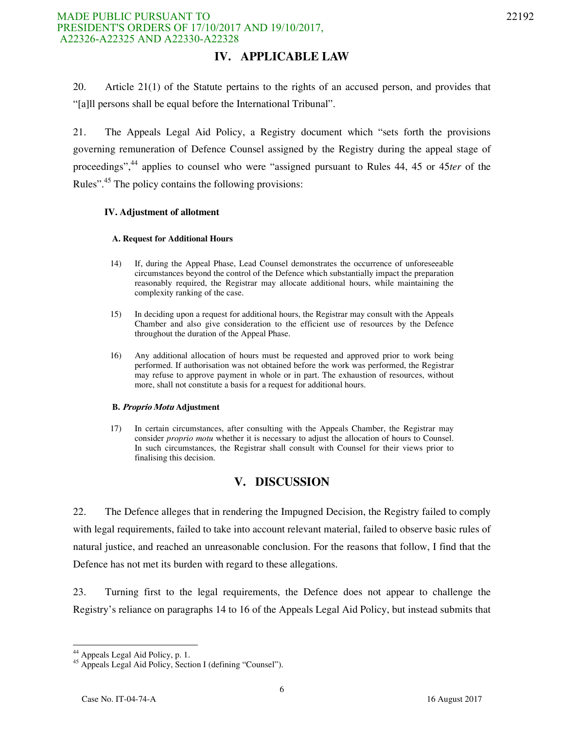## IV. APPLICABLE LAW

20. Article 21(1) of the Statute pertains to the rights of an accused person, and provides that "[a]ll persons shall be equal before the International Tribunal".

21. The Appeals Legal Aid Policy, a Registry document which "sets forth the provisions governing remuneration of Defence Counsel assigned by the Registry during the appeal stage of proceedings",[44] applies to counsel who were "assigned pursuant to Rules 44, 45 or 45*ter* of the Rules".[45] The policy contains the following provisions:

> **IV. Adjustment of allotment**
>
> **A. Request for Additional Hours**
>
> 14) If, during the Appeal Phase, Lead Counsel demonstrates the occurrence of unforeseeable circumstances beyond the control of the Defence which substantially impact the preparation reasonably required, the Registrar may allocate additional hours, while maintaining the complexity ranking of the case.
>
> 15) In deciding upon a request for additional hours, the Registrar may consult with the Appeals Chamber and also give consideration to the efficient use of resources by the Defence throughout the duration of the Appeal Phase.
>
> 16) Any additional allocation of hours must be requested and approved prior to work being performed. If authorisation was not obtained before the work was performed, the Registrar may refuse to approve payment in whole or in part. The exhaustion of resources, without more, shall not constitute a basis for a request for additional hours.
>
> **B. *Proprio Motu* Adjustment**
>
> 17) In certain circumstances, after consulting with the Appeals Chamber, the Registrar may consider *proprio motu* whether it is necessary to adjust the allocation of hours to Counsel. In such circumstances, the Registrar shall consult with Counsel for their views prior to finalising this decision.

## V. DISCUSSION

22. The Defence alleges that in rendering the Impugned Decision, the Registry failed to comply with legal requirements, failed to take into account relevant material, failed to observe basic rules of natural justice, and reached an unreasonable conclusion. For the reasons that follow, I find that the Defence has not met its burden with regard to these allegations.

23. Turning first to the legal requirements, the Defence does not appear to challenge the Registry's reliance on paragraphs 14 to 16 of the Appeals Legal Aid Policy, but instead submits that

---

[44] Appeals Legal Aid Policy, p. 1.

[45] Appeals Legal Aid Policy, Section I (defining "Counsel").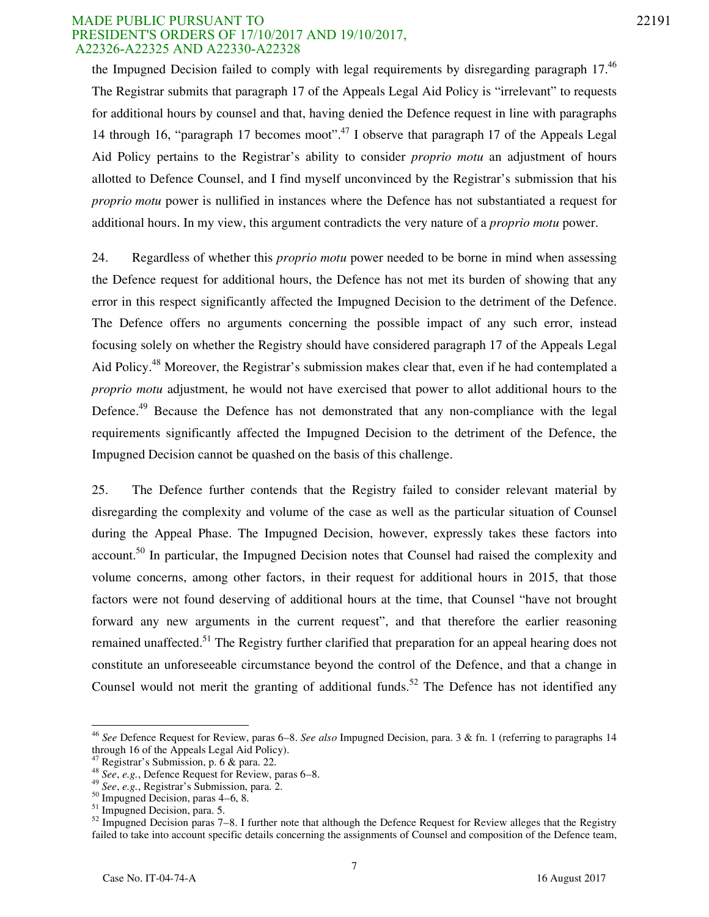the Impugned Decision failed to comply with legal requirements by disregarding paragraph 17.[46] The Registrar submits that paragraph 17 of the Appeals Legal Aid Policy is "irrelevant" to requests for additional hours by counsel and that, having denied the Defence request in line with paragraphs 14 through 16, "paragraph 17 becomes moot".[47] I observe that paragraph 17 of the Appeals Legal Aid Policy pertains to the Registrar's ability to consider *proprio motu* an adjustment of hours allotted to Defence Counsel, and I find myself unconvinced by the Registrar's submission that his *proprio motu* power is nullified in instances where the Defence has not substantiated a request for additional hours. In my view, this argument contradicts the very nature of a *proprio motu* power.

24. Regardless of whether this *proprio motu* power needed to be borne in mind when assessing the Defence request for additional hours, the Defence has not met its burden of showing that any error in this respect significantly affected the Impugned Decision to the detriment of the Defence. The Defence offers no arguments concerning the possible impact of any such error, instead focusing solely on whether the Registry should have considered paragraph 17 of the Appeals Legal Aid Policy.[48] Moreover, the Registrar's submission makes clear that, even if he had contemplated a *proprio motu* adjustment, he would not have exercised that power to allot additional hours to the Defence.[49] Because the Defence has not demonstrated that any non-compliance with the legal requirements significantly affected the Impugned Decision to the detriment of the Defence, the Impugned Decision cannot be quashed on the basis of this challenge.

25. The Defence further contends that the Registry failed to consider relevant material by disregarding the complexity and volume of the case as well as the particular situation of Counsel during the Appeal Phase. The Impugned Decision, however, expressly takes these factors into account.[50] In particular, the Impugned Decision notes that Counsel had raised the complexity and volume concerns, among other factors, in their request for additional hours in 2015, that those factors were not found deserving of additional hours at the time, that Counsel "have not brought forward any new arguments in the current request", and that therefore the earlier reasoning remained unaffected.[51] The Registry further clarified that preparation for an appeal hearing does not constitute an unforeseeable circumstance beyond the control of the Defence, and that a change in Counsel would not merit the granting of additional funds.[52] The Defence has not identified any

---

[46] *See* Defence Request for Review, paras 6–8. *See also* Impugned Decision, para. 3 & fn. 1 (referring to paragraphs 14 through 16 of the Appeals Legal Aid Policy).

[47] Registrar's Submission, p. 6 & para. 22.

[48] *See*, *e.g.*, Defence Request for Review, paras 6–8.

[49] *See*, *e.g.*, Registrar's Submission, para. 2.

[50] Impugned Decision, paras 4–6, 8.

[51] Impugned Decision, para. 5.

[52] Impugned Decision paras 7–8. I further note that although the Defence Request for Review alleges that the Registry failed to take into account specific details concerning the assignments of Counsel and composition of the Defence team,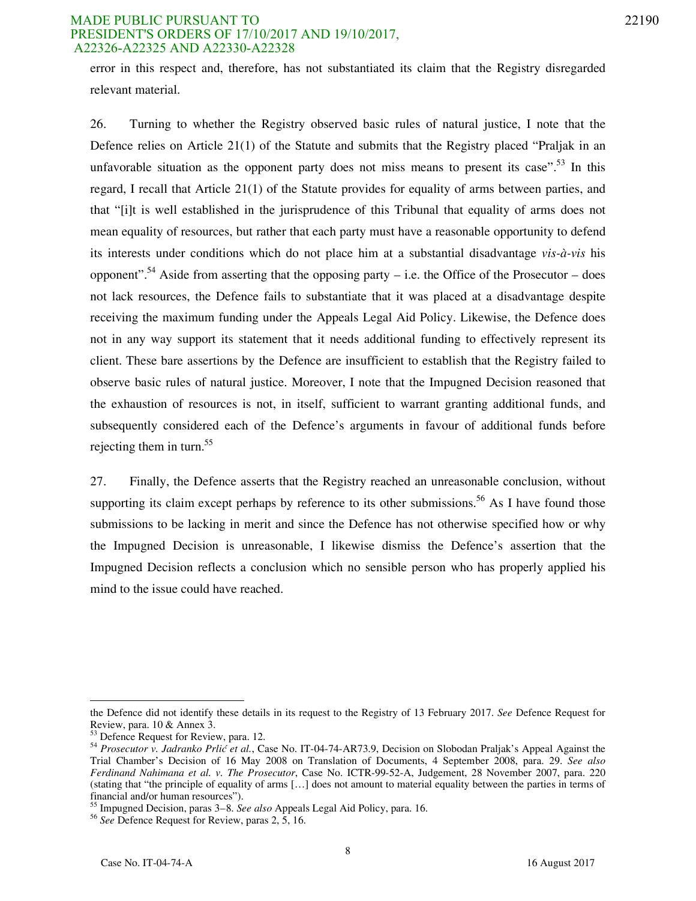error in this respect and, therefore, has not substantiated its claim that the Registry disregarded relevant material.

26. Turning to whether the Registry observed basic rules of natural justice, I note that the Defence relies on Article 21(1) of the Statute and submits that the Registry placed "Praljak in an unfavorable situation as the opponent party does not miss means to present its case".[53] In this regard, I recall that Article 21(1) of the Statute provides for equality of arms between parties, and that "[i]t is well established in the jurisprudence of this Tribunal that equality of arms does not mean equality of resources, but rather that each party must have a reasonable opportunity to defend its interests under conditions which do not place him at a substantial disadvantage *vis-à-vis* his opponent".[54] Aside from asserting that the opposing party – i.e. the Office of the Prosecutor – does not lack resources, the Defence fails to substantiate that it was placed at a disadvantage despite receiving the maximum funding under the Appeals Legal Aid Policy. Likewise, the Defence does not in any way support its statement that it needs additional funding to effectively represent its client. These bare assertions by the Defence are insufficient to establish that the Registry failed to observe basic rules of natural justice. Moreover, I note that the Impugned Decision reasoned that the exhaustion of resources is not, in itself, sufficient to warrant granting additional funds, and subsequently considered each of the Defence's arguments in favour of additional funds before rejecting them in turn.[55]

27. Finally, the Defence asserts that the Registry reached an unreasonable conclusion, without supporting its claim except perhaps by reference to its other submissions.[56] As I have found those submissions to be lacking in merit and since the Defence has not otherwise specified how or why the Impugned Decision is unreasonable, I likewise dismiss the Defence's assertion that the Impugned Decision reflects a conclusion which no sensible person who has properly applied his mind to the issue could have reached.

---

the Defence did not identify these details in its request to the Registry of 13 February 2017. *See* Defence Request for Review, para. 10 & Annex 3.

[53] Defence Request for Review, para. 12.

[54] *Prosecutor v. Jadranko Prlić et al.*, Case No. IT-04-74-AR73.9, Decision on Slobodan Praljak's Appeal Against the Trial Chamber's Decision of 16 May 2008 on Translation of Documents, 4 September 2008, para. 29. *See also* *Ferdinand Nahimana et al. v. The Prosecutor*, Case No. ICTR-99-52-A, Judgement, 28 November 2007, para. 220 (stating that "the principle of equality of arms […] does not amount to material equality between the parties in terms of financial and/or human resources").

[55] Impugned Decision, paras 3–8. *See also* Appeals Legal Aid Policy, para. 16.

[56] *See* Defence Request for Review, paras 2, 5, 16.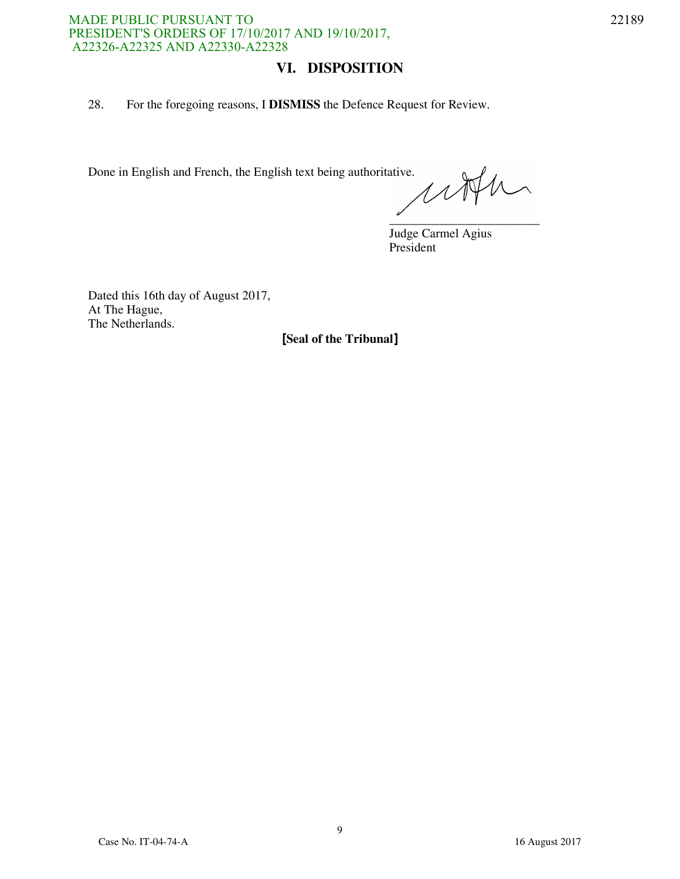## VI. DISPOSITION

28. For the foregoing reasons, I **DISMISS** the Defence Request for Review.

Done in English and French, the English text being authoritative.

\_\_\_\_\_\_\_\_\_\_\_\_\_\_\_\_\_\_\_\_\_\_\_\_

Judge Carmel Agius
President

Dated this 16th day of August 2017,
At The Hague,
The Netherlands.

**[Seal of the Tribunal]**